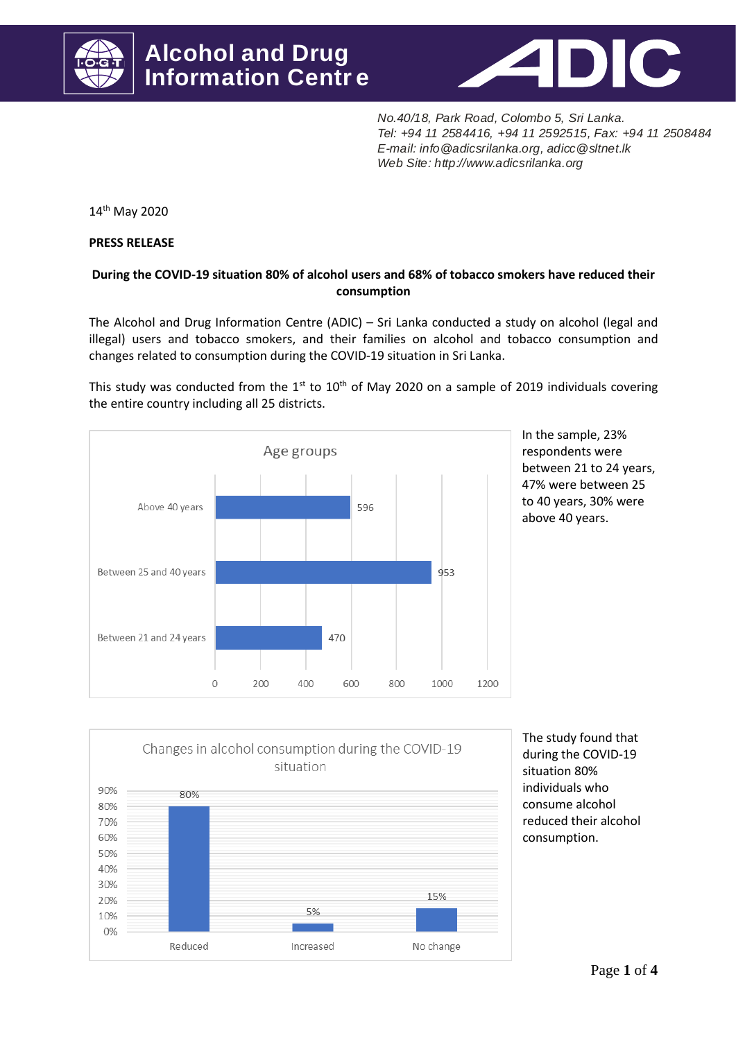# Alcohol and Drug Information Centre

ADIC

*No.40/18, Park Road, Colombo 5, Sri Lanka.*
*Tel: +94 11 2584416, +94 11 2592515, Fax: +94 11 2508484*
*E-mail: info@adicsrilanka.org, adicc@sltnet.lk*
*Web Site: http://www.adicsrilanka.org*

14th May 2020

**PRESS RELEASE**

**During the COVID-19 situation 80% of alcohol users and 68% of tobacco smokers have reduced their consumption**

The Alcohol and Drug Information Centre (ADIC) – Sri Lanka conducted a study on alcohol (legal and illegal) users and tobacco smokers, and their families on alcohol and tobacco consumption and changes related to consumption during the COVID-19 situation in Sri Lanka.

This study was conducted from the 1st to 10th of May 2020 on a sample of 2019 individuals covering the entire country including all 25 districts.

**Age groups**

| Age group | Number |
|---|---|
| Above 40 years | 596 |
| Between 25 and 40 years | 953 |
| Between 21 and 24 years | 470 |

In the sample, 23% respondents were between 21 to 24 years, 47% were between 25 to 40 years, 30% were above 40 years.

**Changes in alcohol consumption during the COVID-19 situation**

| Change | Percentage |
|---|---|
| Reduced | 80% |
| Increased | 5% |
| No change | 15% |

The study found that during the COVID-19 situation 80% individuals who consume alcohol reduced their alcohol consumption.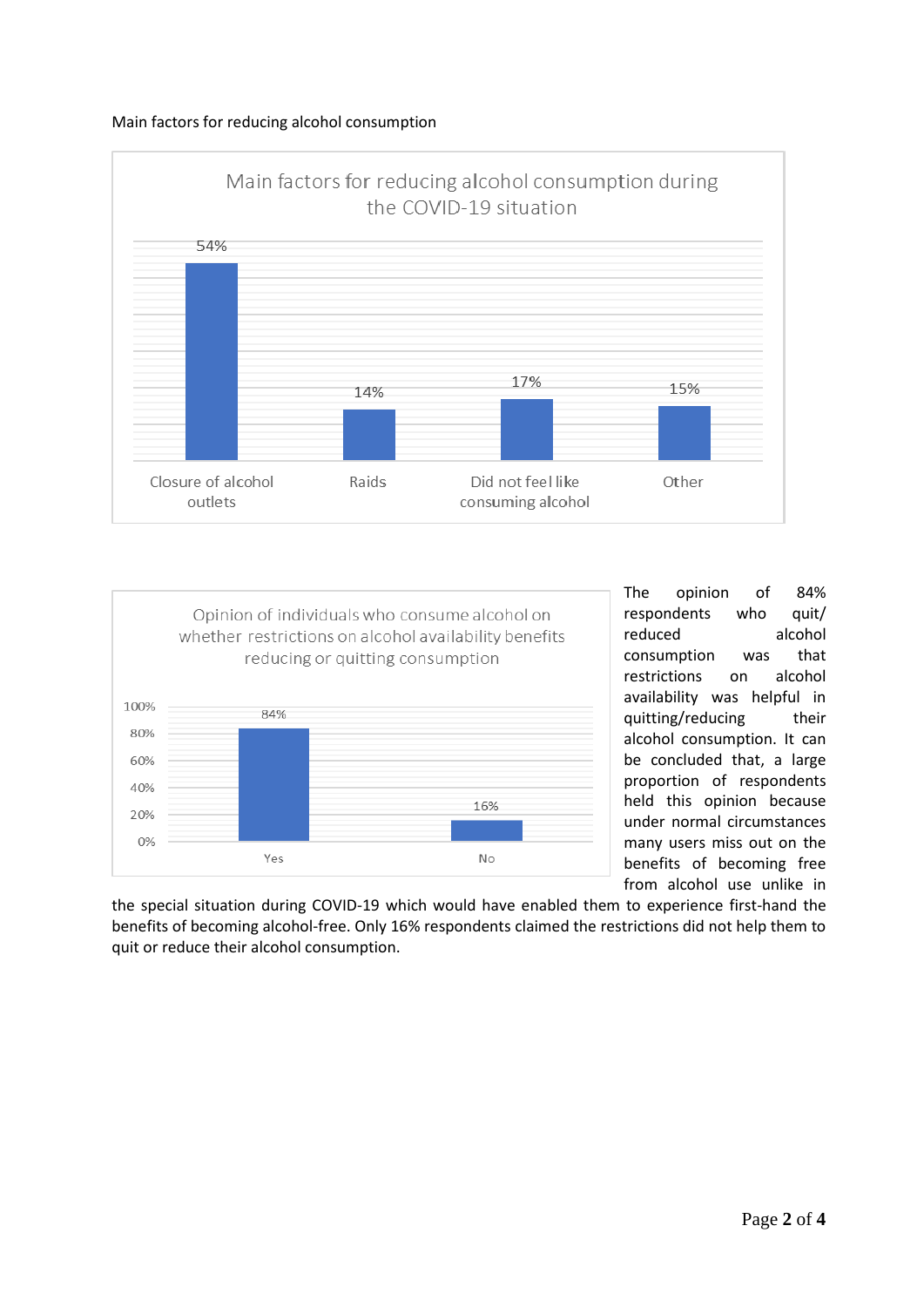Main factors for reducing alcohol consumption

Main factors for reducing alcohol consumption during the COVID-19 situation

| Factor | Percentage |
|---|---|
| Closure of alcohol outlets | 54% |
| Raids | 14% |
| Did not feel like consuming alcohol | 17% |
| Other | 15% |

Opinion of individuals who consume alcohol on whether restrictions on alcohol availability benefits reducing or quitting consumption

| Response | Percentage |
|---|---|
| Yes | 84% |
| No | 16% |

The opinion of 84% respondents who quit/ reduced alcohol consumption was that restrictions on alcohol availability was helpful in quitting/reducing their alcohol consumption. It can be concluded that, a large proportion of respondents held this opinion because under normal circumstances many users miss out on the benefits of becoming free from alcohol use unlike in the special situation during COVID-19 which would have enabled them to experience first-hand the benefits of becoming alcohol-free. Only 16% respondents claimed the restrictions did not help them to quit or reduce their alcohol consumption.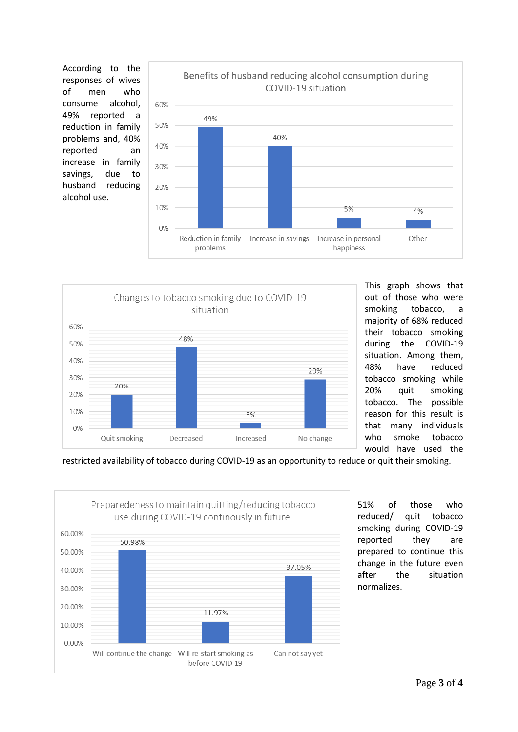According to the responses of wives of men who consume alcohol, 49% reported a reduction in family problems and, 40% reported an increase in family savings, due to husband reducing alcohol use.

**Benefits of husband reducing alcohol consumption during COVID-19 situation**

| Benefit | Percentage |
|---|---|
| Reduction in family problems | 49% |
| Increase in savings | 40% |
| Increase in personal happiness | 5% |
| Other | 4% |

**Changes to tobacco smoking due to COVID-19 situation**

| Change | Percentage |
|---|---|
| Quit smoking | 20% |
| Decreased | 48% |
| Increased | 3% |
| No change | 29% |

This graph shows that out of those who were smoking tobacco, a majority of 68% reduced their tobacco smoking during the COVID-19 situation. Among them, 48% have reduced tobacco smoking while 20% quit smoking tobacco. The possible reason for this result is that many individuals who smoke tobacco would have used the restricted availability of tobacco during COVID-19 as an opportunity to reduce or quit their smoking.

**Preparedeness to maintain quitting/reducing tobacco use during COVID-19 continously in future**

| Response | Percentage |
|---|---|
| Will continue the change | 50.98% |
| Will re-start smoking as before COVID-19 | 11.97% |
| Can not say yet | 37.05% |

51% of those who reduced/ quit tobacco smoking during COVID-19 reported they are prepared to continue this change in the future even after the situation normalizes.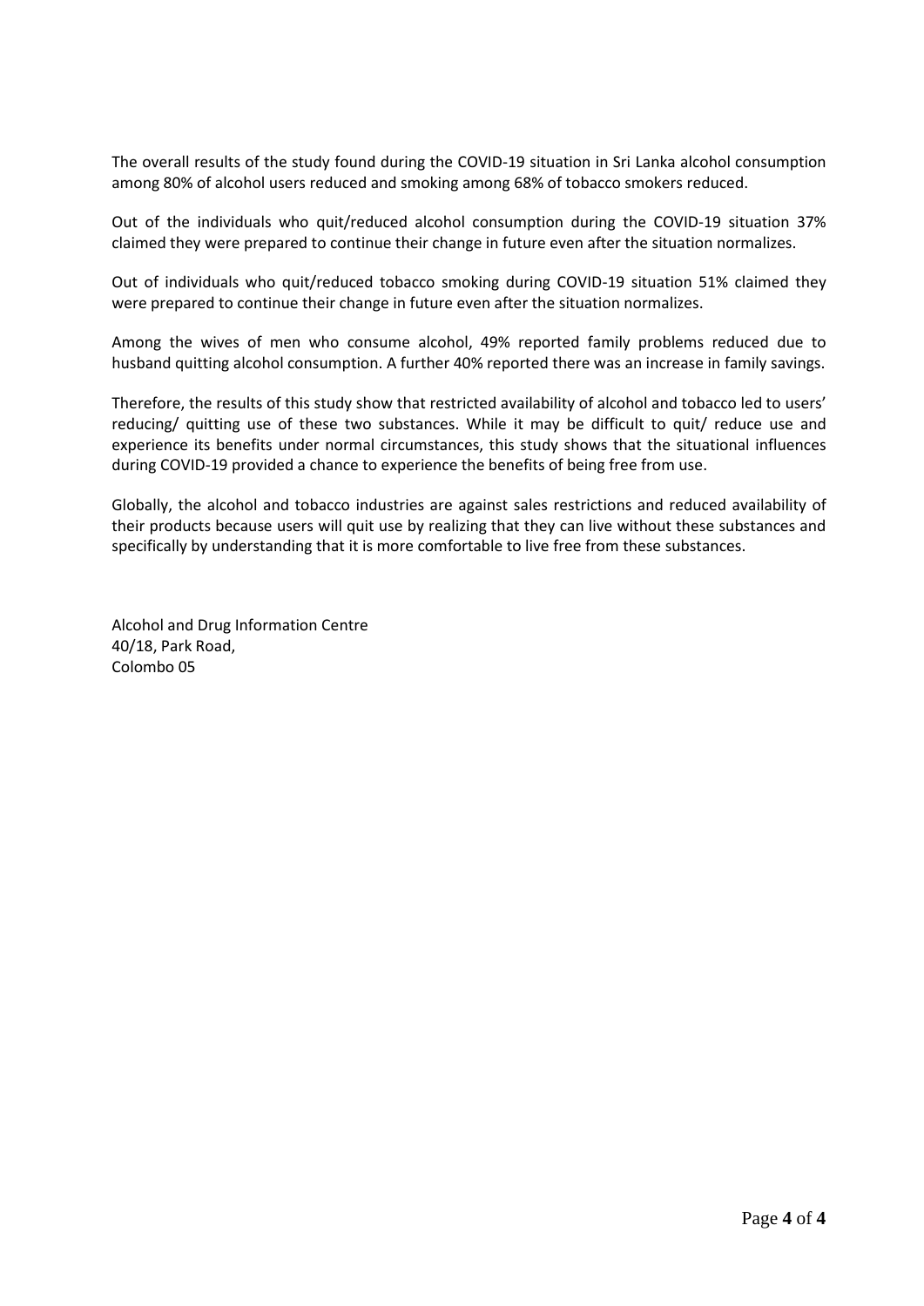The overall results of the study found during the COVID-19 situation in Sri Lanka alcohol consumption among 80% of alcohol users reduced and smoking among 68% of tobacco smokers reduced.

Out of the individuals who quit/reduced alcohol consumption during the COVID-19 situation 37% claimed they were prepared to continue their change in future even after the situation normalizes.

Out of individuals who quit/reduced tobacco smoking during COVID-19 situation 51% claimed they were prepared to continue their change in future even after the situation normalizes.

Among the wives of men who consume alcohol, 49% reported family problems reduced due to husband quitting alcohol consumption. A further 40% reported there was an increase in family savings.

Therefore, the results of this study show that restricted availability of alcohol and tobacco led to users' reducing/ quitting use of these two substances. While it may be difficult to quit/ reduce use and experience its benefits under normal circumstances, this study shows that the situational influences during COVID-19 provided a chance to experience the benefits of being free from use.

Globally, the alcohol and tobacco industries are against sales restrictions and reduced availability of their products because users will quit use by realizing that they can live without these substances and specifically by understanding that it is more comfortable to live free from these substances.

Alcohol and Drug Information Centre
40/18, Park Road,
Colombo 05